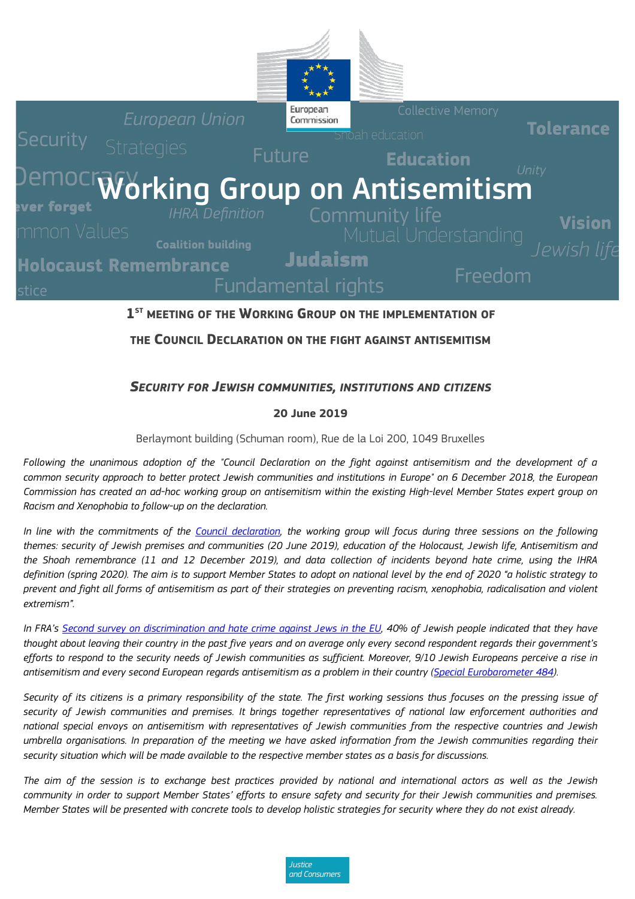# Working Group on Antisemitism

## 1ST MEETING OF THE WORKING GROUP ON THE IMPLEMENTATION OF THE COUNCIL DECLARATION ON THE FIGHT AGAINST ANTISEMITISM

### *SECURITY FOR JEWISH COMMUNITIES, INSTITUTIONS AND CITIZENS*

**20 June 2019**

Berlaymont building (Schuman room), Rue de la Loi 200, 1049 Bruxelles

*Following the unanimous adoption of the "Council Declaration on the fight against antisemitism and the development of a common security approach to better protect Jewish communities and institutions in Europe" on 6 December 2018, the European Commission has created an ad-hoc working group on antisemitism within the existing High-level Member States expert group on Racism and Xenophobia to follow-up on the declaration.*

*In line with the commitments of the Council declaration, the working group will focus during three sessions on the following themes: security of Jewish premises and communities (20 June 2019), education of the Holocaust, Jewish life, Antisemitism and the Shoah remembrance (11 and 12 December 2019), and data collection of incidents beyond hate crime, using the IHRA definition (spring 2020). The aim is to support Member States to adopt on national level by the end of 2020 "a holistic strategy to prevent and fight all forms of antisemitism as part of their strategies on preventing racism, xenophobia, radicalisation and violent extremism".*

*In FRA's Second survey on discrimination and hate crime against Jews in the EU, 40% of Jewish people indicated that they have thought about leaving their country in the past five years and on average only every second respondent regards their government's efforts to respond to the security needs of Jewish communities as sufficient. Moreover, 9/10 Jewish Europeans perceive a rise in antisemitism and every second European regards antisemitism as a problem in their country (Special Eurobarometer 484).*

*Security of its citizens is a primary responsibility of the state. The first working sessions thus focuses on the pressing issue of security of Jewish communities and premises. It brings together representatives of national law enforcement authorities and national special envoys on antisemitism with representatives of Jewish communities from the respective countries and Jewish umbrella organisations. In preparation of the meeting we have asked information from the Jewish communities regarding their security situation which will be made available to the respective member states as a basis for discussions.*

*The aim of the session is to exchange best practices provided by national and international actors as well as the Jewish community in order to support Member States' efforts to ensure safety and security for their Jewish communities and premises. Member States will be presented with concrete tools to develop holistic strategies for security where they do not exist already.*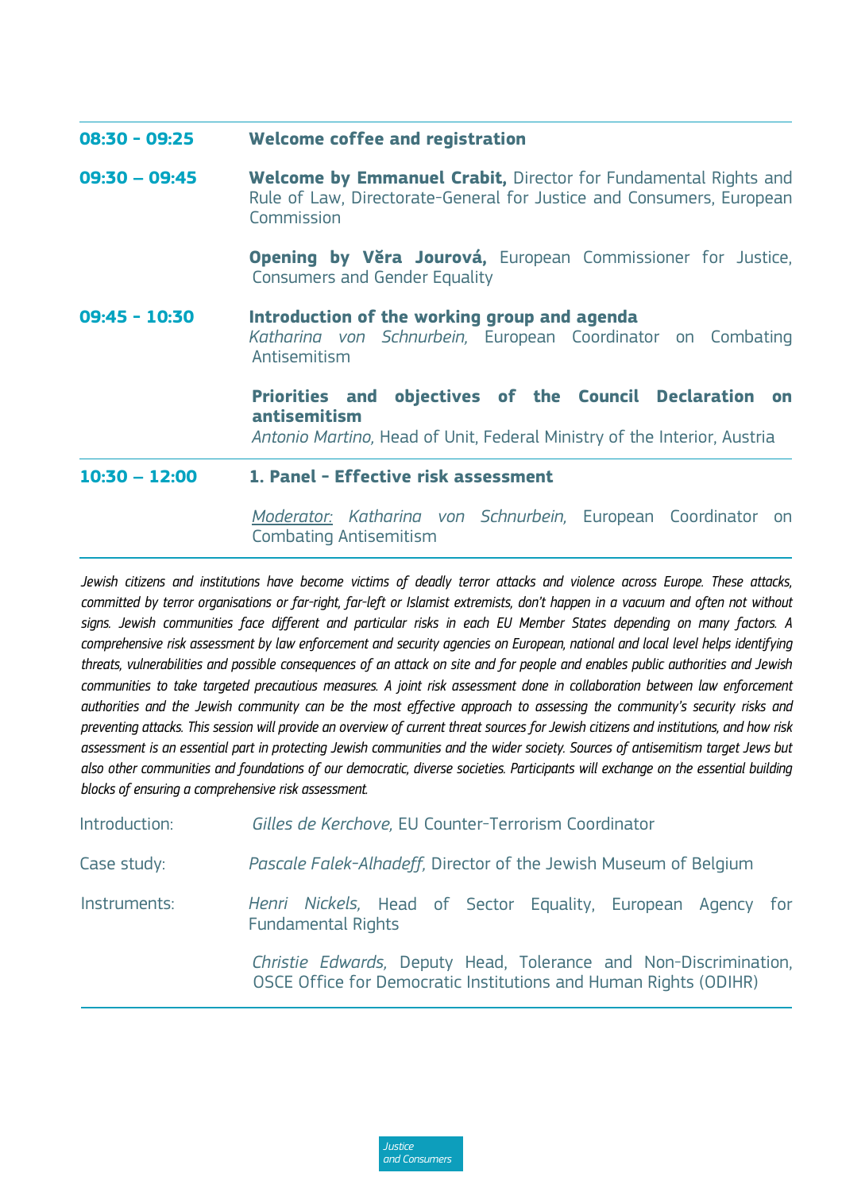**08:30 - 09:25** **Welcome coffee and registration**

**09:30 – 09:45** **Welcome by Emmanuel Crabit,** Director for Fundamental Rights and Rule of Law, Directorate-General for Justice and Consumers, European Commission

**Opening by Věra Jourová,** European Commissioner for Justice, Consumers and Gender Equality

**09:45 - 10:30** **Introduction of the working group and agenda**
*Katharina von Schnurbein,* European Coordinator on Combating Antisemitism

**Priorities and objectives of the Council Declaration on antisemitism**
*Antonio Martino,* Head of Unit, Federal Ministry of the Interior, Austria

**10:30 – 12:00** **1. Panel - Effective risk assessment**

*Moderator: Katharina von Schnurbein,* European Coordinator on Combating Antisemitism

*Jewish citizens and institutions have become victims of deadly terror attacks and violence across Europe. These attacks, committed by terror organisations or far-right, far-left or Islamist extremists, don't happen in a vacuum and often not without signs. Jewish communities face different and particular risks in each EU Member States depending on many factors. A comprehensive risk assessment by law enforcement and security agencies on European, national and local level helps identifying threats, vulnerabilities and possible consequences of an attack on site and for people and enables public authorities and Jewish communities to take targeted precautious measures. A joint risk assessment done in collaboration between law enforcement authorities and the Jewish community can be the most effective approach to assessing the community's security risks and preventing attacks. This session will provide an overview of current threat sources for Jewish citizens and institutions, and how risk assessment is an essential part in protecting Jewish communities and the wider society. Sources of antisemitism target Jews but also other communities and foundations of our democratic, diverse societies. Participants will exchange on the essential building blocks of ensuring a comprehensive risk assessment.*

Introduction: *Gilles de Kerchove,* EU Counter-Terrorism Coordinator

Case study: *Pascale Falek-Alhadeff,* Director of the Jewish Museum of Belgium

Instruments: *Henri Nickels,* Head of Sector Equality, European Agency for Fundamental Rights

*Christie Edwards,* Deputy Head, Tolerance and Non-Discrimination, OSCE Office for Democratic Institutions and Human Rights (ODIHR)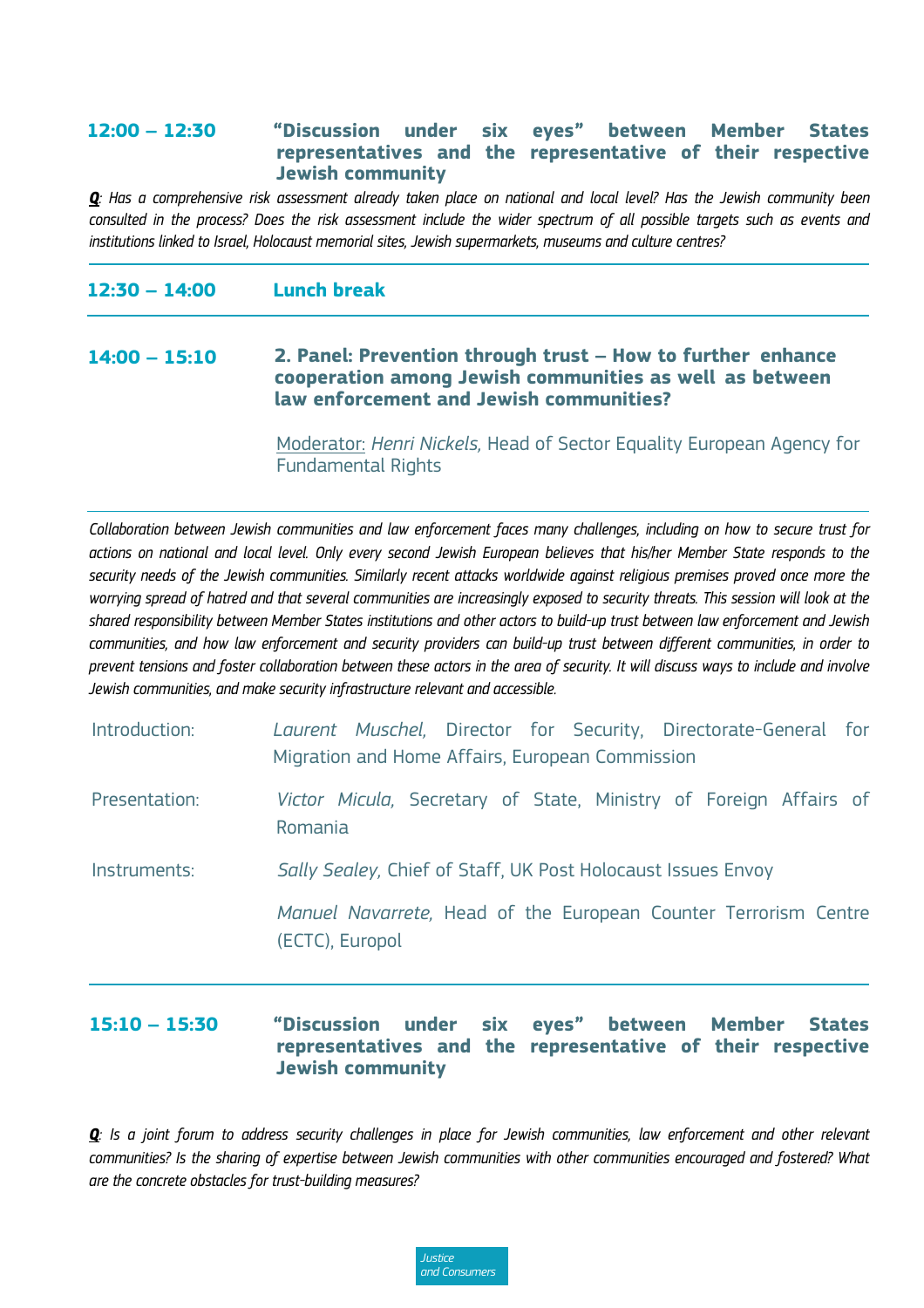**12:00 – 12:30** **"Discussion under six eyes" between Member States representatives and the representative of their respective Jewish community**

***Q***: *Has a comprehensive risk assessment already taken place on national and local level? Has the Jewish community been consulted in the process? Does the risk assessment include the wider spectrum of all possible targets such as events and institutions linked to Israel, Holocaust memorial sites, Jewish supermarkets, museums and culture centres?*

---

**12:30 – 14:00** **Lunch break**

---

**14:00 – 15:10** **2. Panel: Prevention through trust – How to further enhance cooperation among Jewish communities as well as between law enforcement and Jewish communities?**

Moderator: *Henri Nickels,* Head of Sector Equality European Agency for Fundamental Rights

---

*Collaboration between Jewish communities and law enforcement faces many challenges, including on how to secure trust for actions on national and local level. Only every second Jewish European believes that his/her Member State responds to the security needs of the Jewish communities. Similarly recent attacks worldwide against religious premises proved once more the worrying spread of hatred and that several communities are increasingly exposed to security threats. This session will look at the shared responsibility between Member States institutions and other actors to build-up trust between law enforcement and Jewish communities, and how law enforcement and security providers can build-up trust between different communities, in order to prevent tensions and foster collaboration between these actors in the area of security. It will discuss ways to include and involve Jewish communities, and make security infrastructure relevant and accessible.*

Introduction: *Laurent Muschel,* Director for Security, Directorate-General for Migration and Home Affairs, European Commission

Presentation: *Victor Micula,* Secretary of State, Ministry of Foreign Affairs of Romania

Instruments: *Sally Sealey,* Chief of Staff, UK Post Holocaust Issues Envoy

*Manuel Navarrete,* Head of the European Counter Terrorism Centre (ECTC), Europol

---

**15:10 – 15:30** **"Discussion under six eyes" between Member States representatives and the representative of their respective Jewish community**

***Q***: *Is a joint forum to address security challenges in place for Jewish communities, law enforcement and other relevant communities? Is the sharing of expertise between Jewish communities with other communities encouraged and fostered? What are the concrete obstacles for trust-building measures?*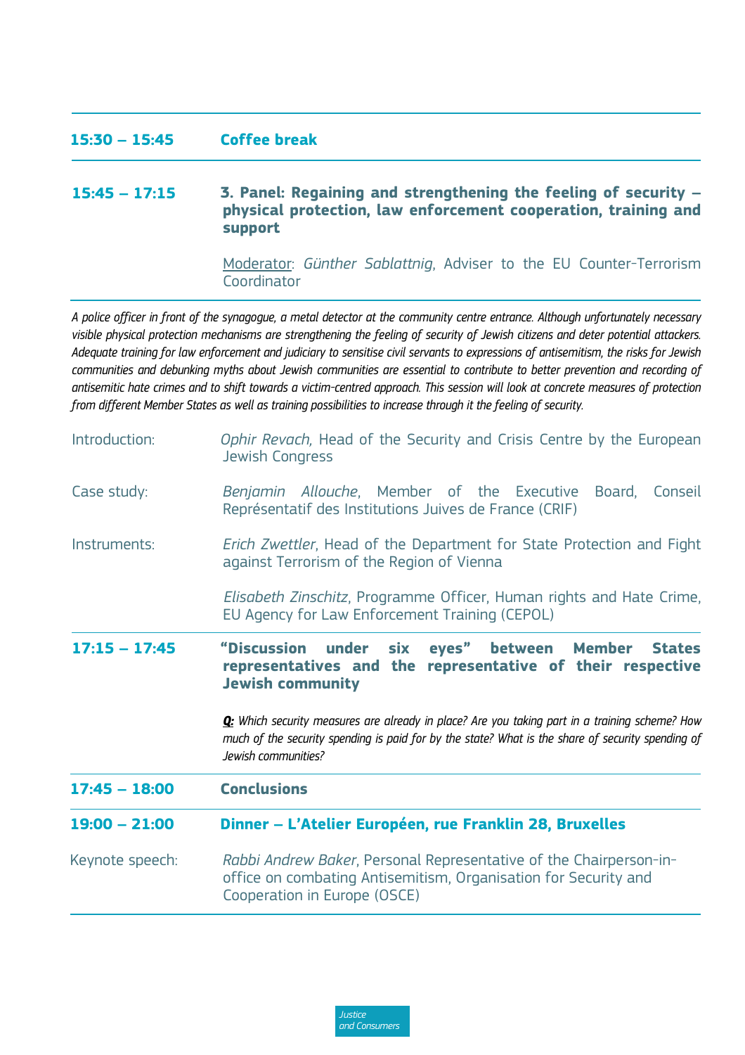**15:30 – 15:45** **Coffee break**

**15:45 – 17:15** **3. Panel: Regaining and strengthening the feeling of security – physical protection, law enforcement cooperation, training and support**

Moderator: *Günther Sablattnig*, Adviser to the EU Counter-Terrorism Coordinator

*A police officer in front of the synagogue, a metal detector at the community centre entrance. Although unfortunately necessary visible physical protection mechanisms are strengthening the feeling of security of Jewish citizens and deter potential attackers. Adequate training for law enforcement and judiciary to sensitise civil servants to expressions of antisemitism, the risks for Jewish communities and debunking myths about Jewish communities are essential to contribute to better prevention and recording of antisemitic hate crimes and to shift towards a victim-centred approach. This session will look at concrete measures of protection from different Member States as well as training possibilities to increase through it the feeling of security.*

Introduction: *Ophir Revach*, Head of the Security and Crisis Centre by the European Jewish Congress

Case study: *Benjamin Allouche*, Member of the Executive Board, Conseil Représentatif des Institutions Juives de France (CRIF)

Instruments: *Erich Zwettler*, Head of the Department for State Protection and Fight against Terrorism of the Region of Vienna

*Elisabeth Zinschitz*, Programme Officer, Human rights and Hate Crime, EU Agency for Law Enforcement Training (CEPOL)

**17:15 – 17:45** **"Discussion under six eyes" between Member States representatives and the representative of their respective Jewish community**

***Q:*** *Which security measures are already in place? Are you taking part in a training scheme? How much of the security spending is paid for by the state? What is the share of security spending of Jewish communities?*

**17:45 – 18:00** **Conclusions**

**19:00 – 21:00** **Dinner – L'Atelier Européen, rue Franklin 28, Bruxelles**

Keynote speech: *Rabbi Andrew Baker*, Personal Representative of the Chairperson-in-office on combating Antisemitism, Organisation for Security and Cooperation in Europe (OSCE)